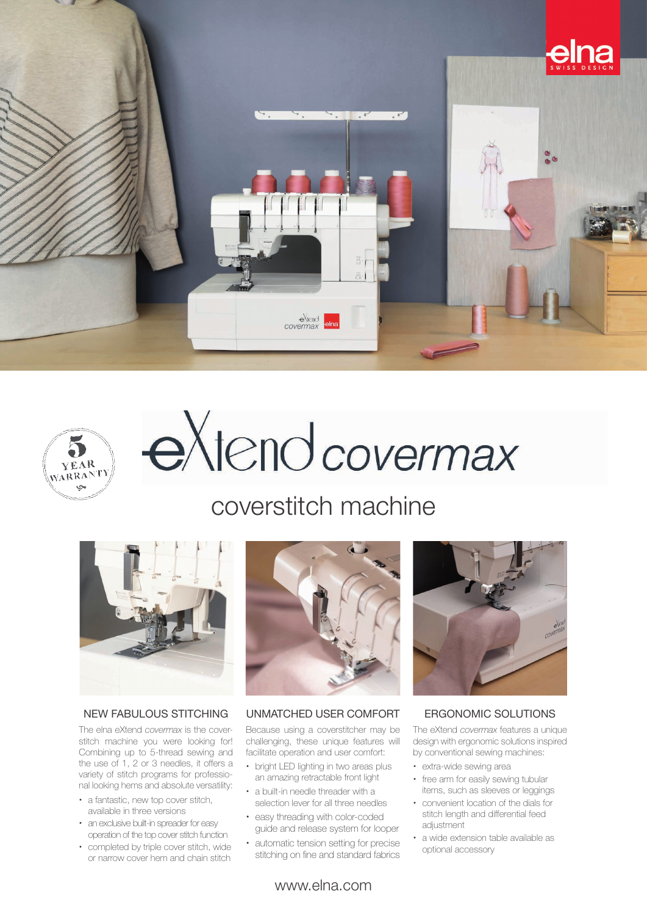elna SWISS DESIGN

5 YEAR WARRANTY

# eXtend *covermax*

## coverstitch machine

### NEW FABULOUS STITCHING

The elna eXtend *covermax* is the coverstitch machine you were looking for! Combining up to 5-thread sewing and the use of 1, 2 or 3 needles, it offers a variety of stitch programs for professional looking hems and absolute versatility:

- a fantastic, new top cover stitch, available in three versions
- an exclusive built-in spreader for easy operation of the top cover stitch function
- completed by triple cover stitch, wide or narrow cover hem and chain stitch

### UNMATCHED USER COMFORT

Because using a coverstitcher may be challenging, these unique features will facilitate operation and user comfort:

- bright LED lighting in two areas plus an amazing retractable front light
- a built-in needle threader with a selection lever for all three needles
- easy threading with color-coded guide and release system for looper
- automatic tension setting for precise stitching on fine and standard fabrics

### ERGONOMIC SOLUTIONS

The eXtend *covermax* features a unique design with ergonomic solutions inspired by conventional sewing machines:

- extra-wide sewing area
- free arm for easily sewing tubular items, such as sleeves or leggings
- convenient location of the dials for stitch length and differential feed adjustment
- a wide extension table available as optional accessory

www.elna.com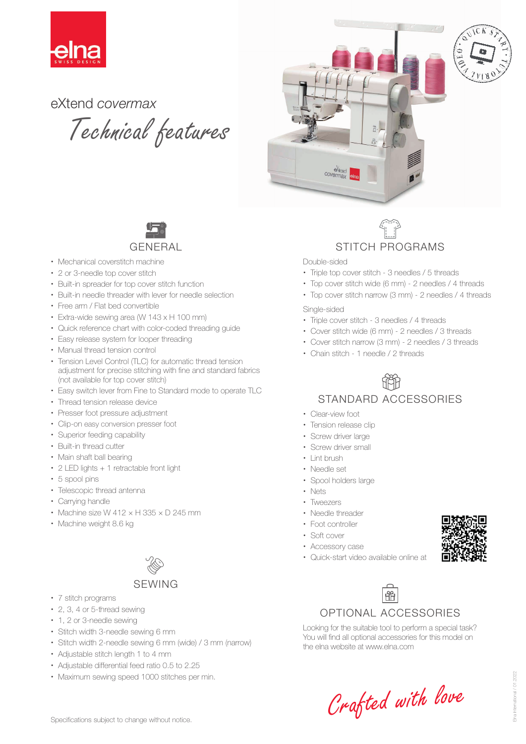eXtend *covermax*

# Technical features

## GENERAL

- Mechanical coverstitch machine
- 2 or 3-needle top cover stitch
- Built-in spreader for top cover stitch function
- Built-in needle threader with lever for needle selection
- Free arm / Flat bed convertible
- Extra-wide sewing area (W 143 x H 100 mm)
- Quick reference chart with color-coded threading guide
- Easy release system for looper threading
- Manual thread tension control
- Tension Level Control (TLC) for automatic thread tension adjustment for precise stitching with fine and standard fabrics (not available for top cover stitch)
- Easy switch lever from Fine to Standard mode to operate TLC
- Thread tension release device
- Presser foot pressure adjustment
- Clip-on easy conversion presser foot
- Superior feeding capability
- Built-in thread cutter
- Main shaft ball bearing
- 2 LED lights + 1 retractable front light
- 5 spool pins
- Telescopic thread antenna
- Carrying handle
- Machine size W 412 × H 335 × D 245 mm
- Machine weight 8.6 kg

## SEWING

- 7 stitch programs
- 2, 3, 4 or 5-thread sewing
- 1, 2 or 3-needle sewing
- Stitch width 3-needle sewing 6 mm
- Stitch width 2-needle sewing 6 mm (wide) / 3 mm (narrow)
- Adjustable stitch length 1 to 4 mm
- Adjustable differential feed ratio 0.5 to 2.25
- Maximum sewing speed 1000 stitches per min.

## STITCH PROGRAMS

Double-sided

- Triple top cover stitch - 3 needles / 5 threads
- Top cover stitch wide (6 mm) - 2 needles / 4 threads
- Top cover stitch narrow (3 mm) - 2 needles / 4 threads

Single-sided

- Triple cover stitch - 3 needles / 4 threads
- Cover stitch wide (6 mm) - 2 needles / 3 threads
- Cover stitch narrow (3 mm) - 2 needles / 3 threads
- Chain stitch - 1 needle / 2 threads

## STANDARD ACCESSORIES

- Clear-view foot
- Tension release clip
- Screw driver large
- Screw driver small
- Lint brush
- Needle set
- Spool holders large
- Nets
- Tweezers
- Needle threader
- Foot controller
- Soft cover
- Accessory case
- Quick-start video available online at

## OPTIONAL ACCESSORIES

Looking for the suitable tool to perform a special task? You will find all optional accessories for this model on the elna website at www.elna.com

*Crafted with love*

Specifications subject to change without notice.